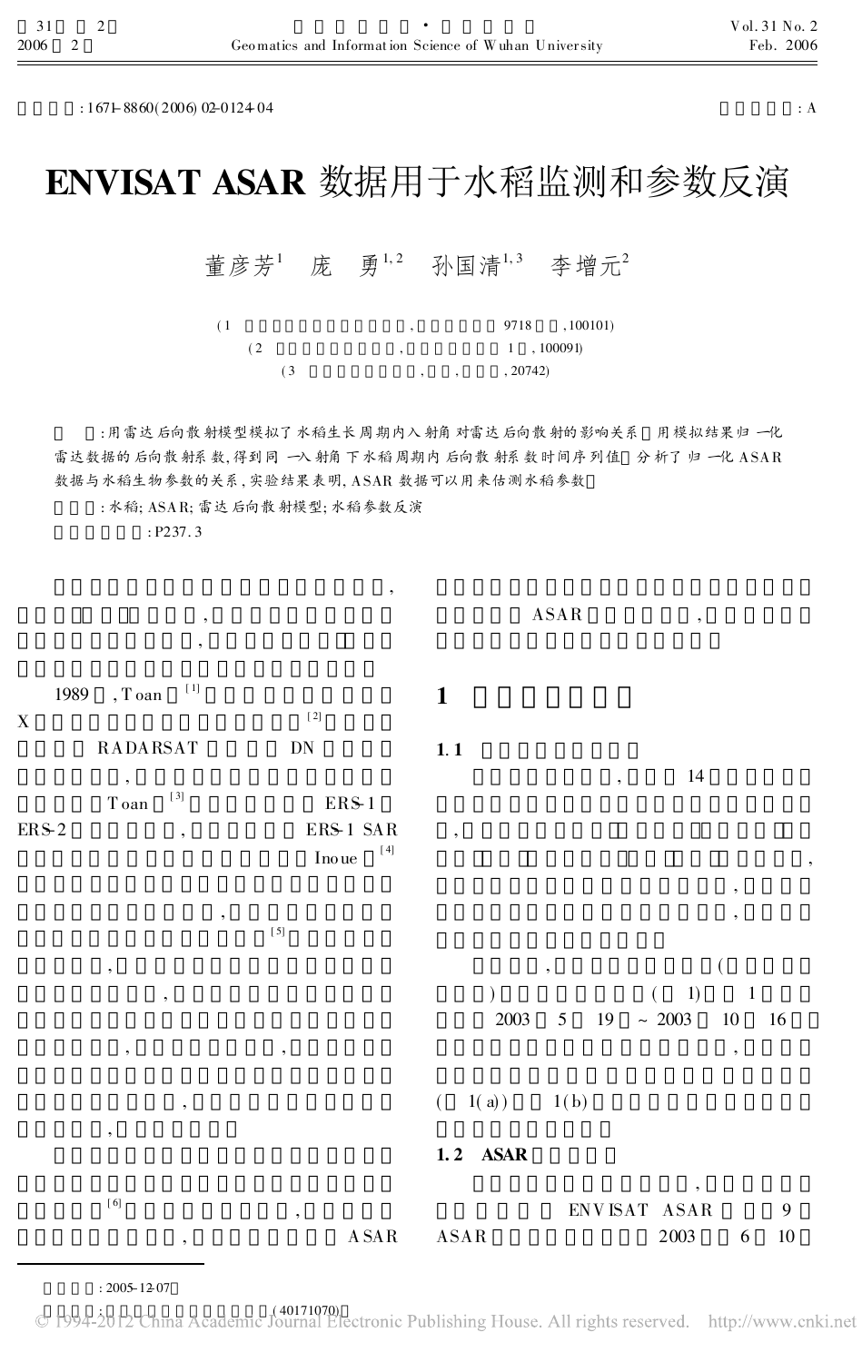: 1671-8860(2006) 02-0124-04

: A

# ENVISAT ASAR 数据用于水稻监测和参数反演

董彦芳[1] 庞 勇[1,2] 孙国清[1,3] 李增元[2]

(1 , 9718 , 100101)

(2 , 1 , 100091)

(3 , , , 20742)

:用雷达后向散射模型模拟了水稻生长周期内入射角对雷达后向散射的影响关系 用模拟结果归一化雷达数据的后向散射系数,得到同一入射角下水稻周期内后向散射系数时间序列值 分析了归一化 ASAR 数据与水稻生物参数的关系,实验结果表明,ASAR 数据可以用来估测水稻参数

: 水稻; ASAR; 雷达后向散射模型; 水稻参数反演

: P237.3

,

,

,

1989 , Toan [1]

X [2]

RADARSAT DN

,

Toan [3] ERS-1

ERS-2 , ERS-1 SAR

Inoue [4]

,

[5]

,

,

, ,

,

,

[6] ,

, ASAR

ASAR ,

## 1

### 1.1

, 14

,

,

,

,

, (

) ( 1) 1

2003 5 19 ~ 2003 10 16

,

( 1(a)) 1(b)

### 1.2 ASAR

,

ENVISAT ASAR 9

ASAR 2003 6 10

: 2005-12-07

: (40171070)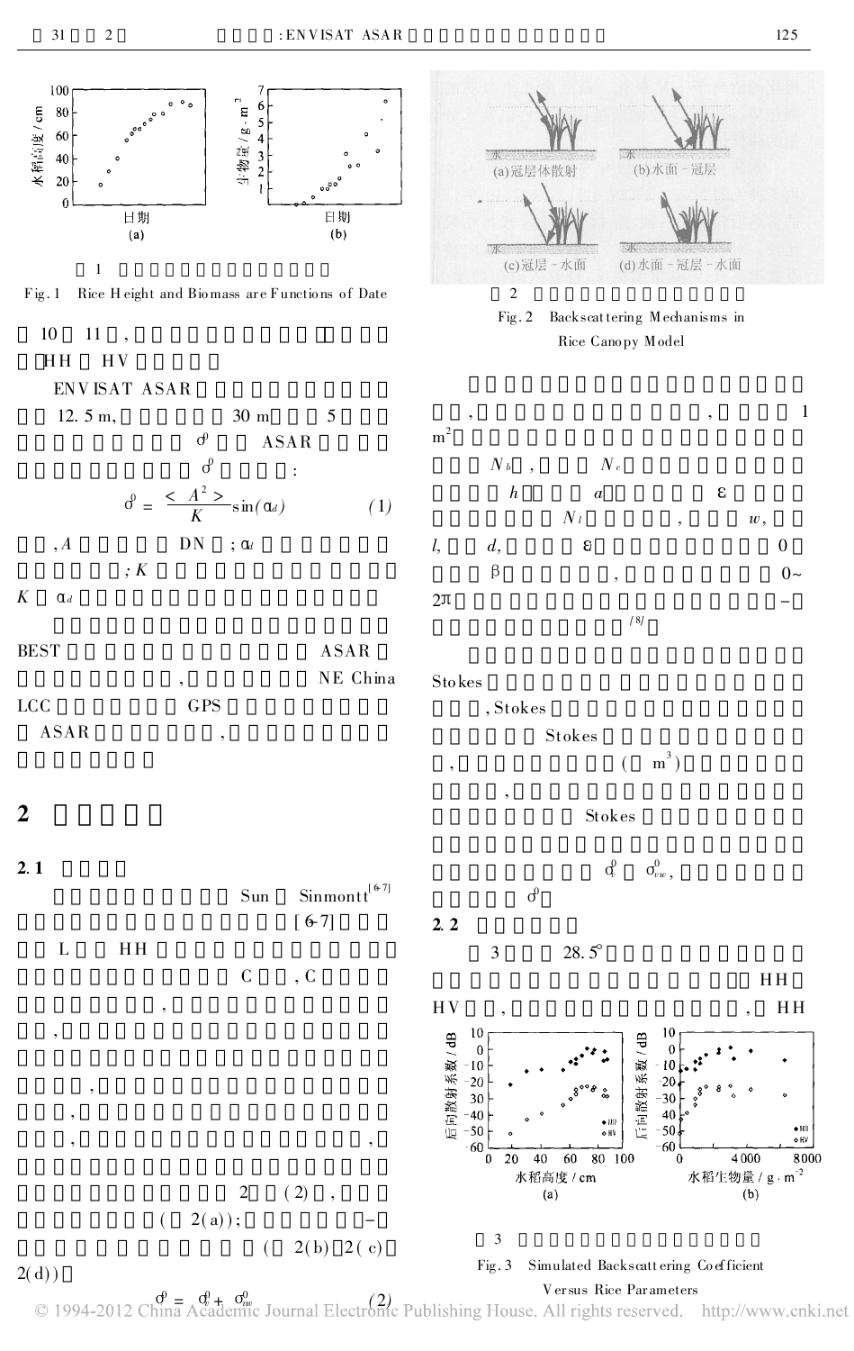图 1 水稻高度和生物量随日期的变化

Fig. 1 Rice Height and Biomass are Functions of Date

10 11 ，

HH HV

ENVISAT ASAR

12. 5 m, 30 m 5

$\sigma^0$ ASAR

$\sigma^0$ :

$$\sigma^0 = \frac{< A^2 >}{K} \sin(\alpha_d) \quad (1)$$

, $A$ DN ; $\alpha_d$

; $K$

$K$ $\alpha_d$

BEST ASAR

, NE China

LCC GPS

ASAR ,

## 2

### 2.1

Sun Sinmontt[6-7]

[6-7]

L HH

C , C

,

,

,

,

, ,

2 (2) ,

( 2(a)); –

( 2(b) 2(c) 2(d))

$$\sigma^0 = \sigma_c^0 + \sigma_{vw}^0 \quad (2)$$

图 2

Fig. 2 Backscattering Mechanisms in Rice Canopy Model

, , 1 $m^2$

$N_b$ , $N_c$

$h$ $a$ $\varepsilon$

$N_l$ , $w$,

$l$, $d$, $\varepsilon$ 0

$\beta$ , 0~ $2\pi$ –

[8]

Stokes

, Stokes

Stokes

, ( $m^3$)

,

Stokes

$\sigma_c^0$ $\sigma_{vw}^0$,

$\sigma^0$

### 2.2

3 28.5°

HH HV , , HH

图 3

Fig. 3 Simulated Backscattering Coefficient Versus Rice Parameters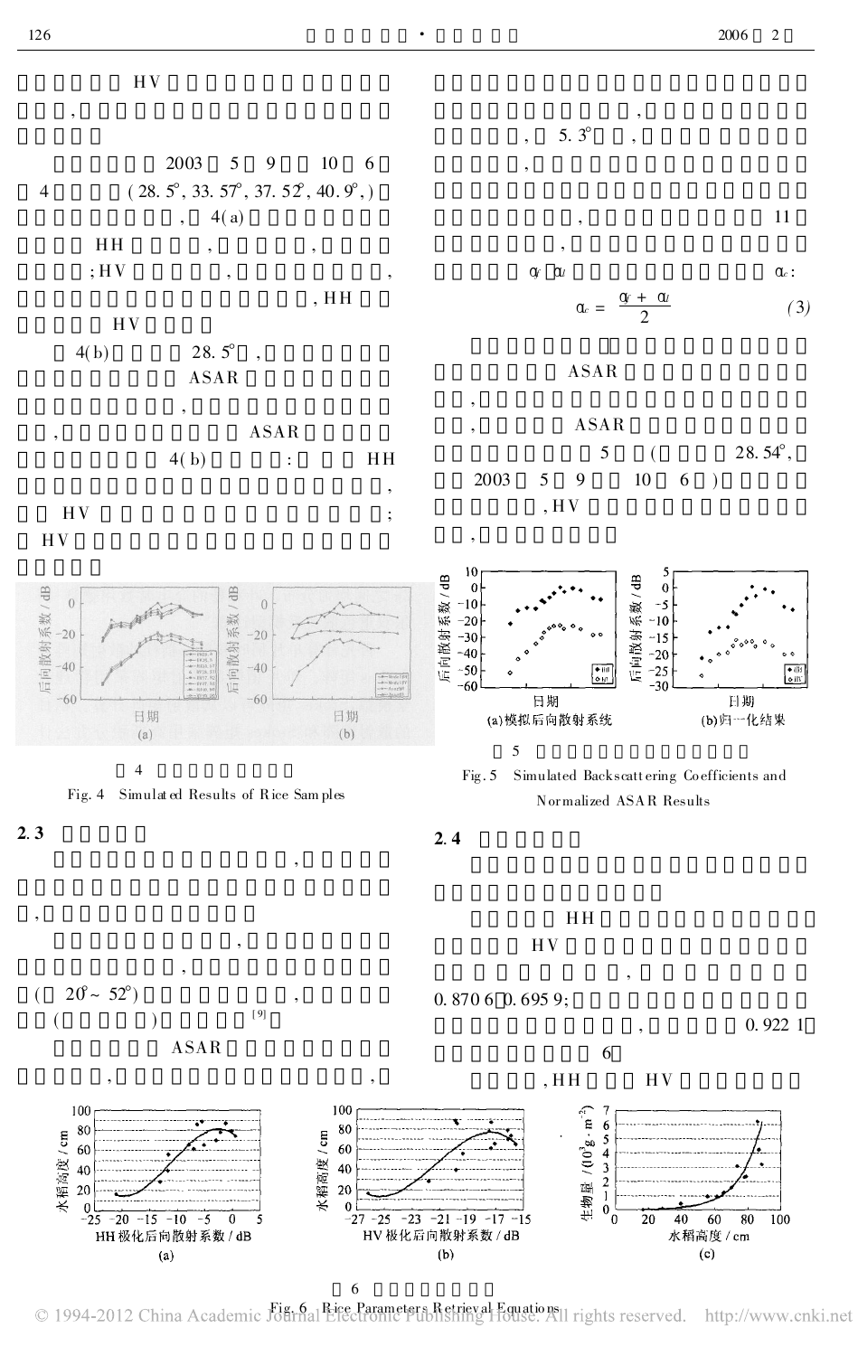HV

,

2003 5 9 10 6

4 ( 28. 5°, 33. 57°, 37. 52°, 40. 9°, )

, 4(a)

HH , , ;HV , , , HH

HV

4(b) 28. 5° ,

ASAR

,

, ASAR

4( b) : HH

,

HV ;

HV

图 4

Fig. 4 Simulated Results of Rice Samples

**2. 3**

,

,

,

( 20°~ 52°) ,

( ) [9]

ASAR

, ,

,

, 5. 3° ,

,

, 11

,

$\alpha_f$ $\alpha_l$ $\alpha_c$:

$$\alpha_c = \frac{\alpha_f + \alpha_l}{2} \quad (3)$$

ASAR

,

, ASAR

5 ( 28. 54°, 2003 5 9 10 6 )

, HV

,

(a)模拟后向散射系统 (b)归一化结果

图 5

Fig. 5 Simulated Backscattering Coefficients and Normalized ASAR Results

**2. 4**

HH

HV

,

0. 870 6 0. 695 9;

, 0. 922 1

6

, HH HV

图 6

Fig. 6 Rice Parameters Retrieval Equations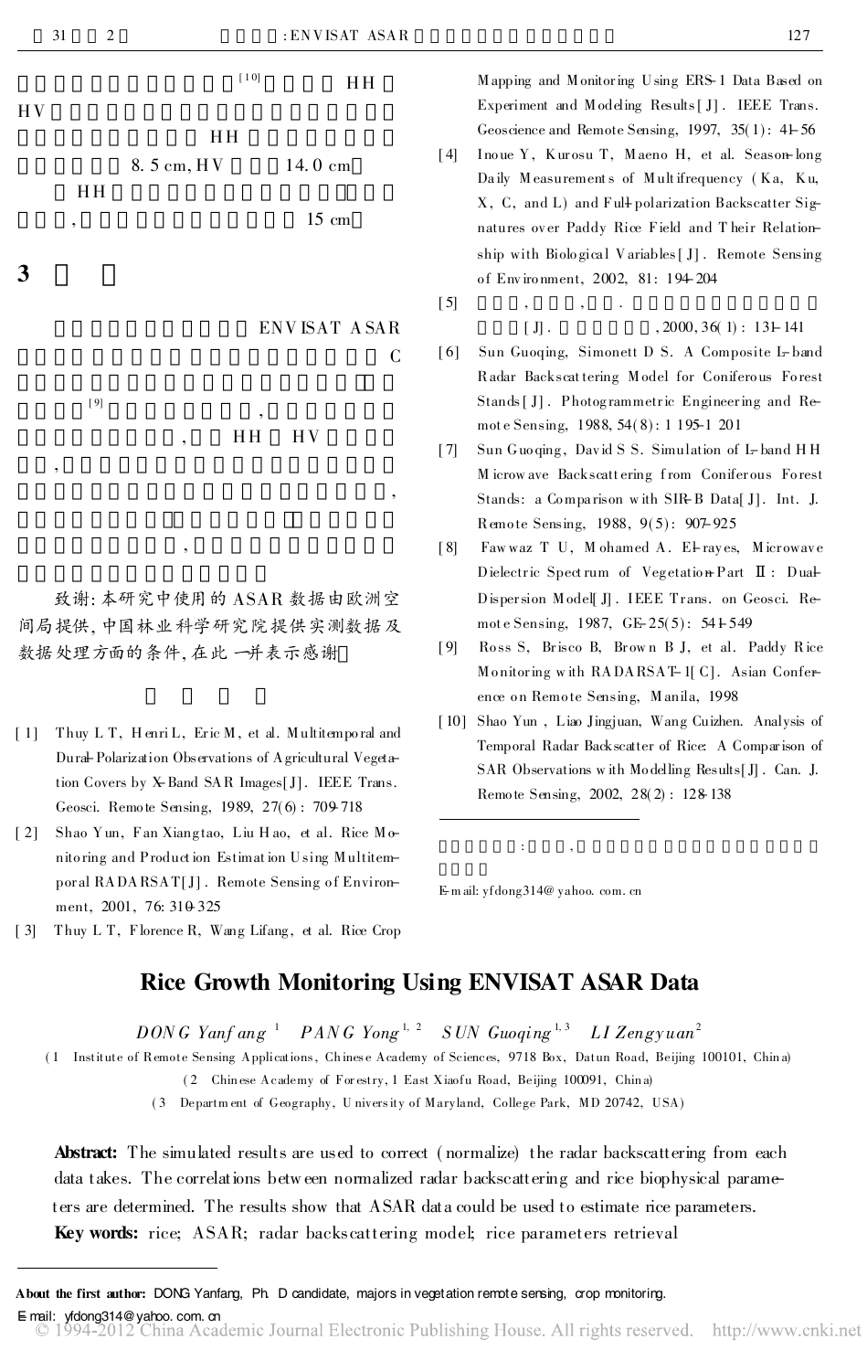[10] HH HV

HH

8. 5 cm, HV 14. 0 cm

HH

, 15 cm

## 3

ENVISAT ASAR

C

[9] ,

, HH HV

,

,

,

致谢: 本研究中使用的 ASAR 数据由欧洲空间局提供, 中国林业科学研究院提供实测数据及数据处理方面的条件, 在此一并表示感谢

[1] Thuy L T, Henri L, Eric M, et al. Multitemporal and Dural-Polarization Observations of Agricultural Vegetation Covers by X-Band SAR Images[J]. IEEE Trans. Geosci. Remote Sensing, 1989, 27(6): 709-718

[2] Shao Yun, Fan Xiangtao, Liu Hao, et al. Rice Monitoring and Production Estimation Using Multitemporal RADARSAT[J]. Remote Sensing of Environment, 2001, 76: 310-325

[3] Thuy L T, Florence R, Wang Lifang, et al. Rice Crop Mapping and Monitoring Using ERS-1 Data Based on Experiment and Modeling Results[J]. IEEE Trans. Geoscience and Remote Sensing, 1997, 35(1): 41-56

[4] Inoue Y, Kurosu T, Maeno H, et al. Season-long Daily Measurements of Multifrequency (Ka, Ku, X, C, and L) and Full-polarization Backscatter Signatures over Paddy Rice Field and Their Relationship with Biological Variables[J]. Remote Sensing of Environment, 2002, 81: 194-204

[5] , , . [J]. , 2000, 36(1): 131-141

[6] Sun Guoqing, Simonett D S. A Composite L-band Radar Backscattering Model for Coniferous Forest Stands[J]. Photogrammetric Engineering and Remote Sensing, 1988, 54(8): 1 195-1 201

[7] Sun Guoqing, David S S. Simulation of L-band HH Microwave Backscattering from Coniferous Forest Stands: a Comparison with SIR-B Data[J]. Int. J. Remote Sensing, 1988, 9(5): 907-925

[8] Fawwaz T U, Mohamed A. El-rayes, Microwave Dielectric Spectrum of Vegetation-Part II: Dual-Dispersion Model[J]. IEEE Trans. on Geosci. Remote Sensing, 1987, GE-25(5): 541-549

[9] Ross S, Brisco B, Brown B J, et al. Paddy Rice Monitoring with RADARSAT-1[C]. Asian Conference on Remote Sensing, Manila, 1998

[10] Shao Yun, Liao Jingjuan, Wang Cuizhen. Analysis of Temporal Radar Backscatter of Rice: A Comparison of SAR Observations with Modelling Results[J]. Can. J. Remote Sensing, 2002, 28(2): 128-138

: ,

E-mail: yfdong314@yahoo.com.cn

# Rice Growth Monitoring Using ENVISAT ASAR Data

*DONG Yanfang* [1] *PANG Yong* [1,2] *SUN Guoqing* [1,3] *LI Zengyuan* [2]

(1 Institute of Remote Sensing Applications, Chinese Academy of Sciences, 9718 Box, Datun Road, Beijing 100101, China)

(2 Chinese Academy of Forestry, 1 East Xiaofu Road, Beijing 100091, China)

(3 Department of Geography, University of Maryland, College Park, MD 20742, USA)

**Abstract:** The simulated results are used to correct (normalize) the radar backscattering from each data takes. The correlations between normalized radar backscattering and rice biophysical parameters are determined. The results show that ASAR data could be used to estimate rice parameters.

**Key words:** rice; ASAR; radar backscattering model; rice parameters retrieval

**About the first author:** DONG Yanfang, Ph. D candidate, majors in vegetation remote sensing, crop monitoring.

E-mail: yfdong314@yahoo.com.cn